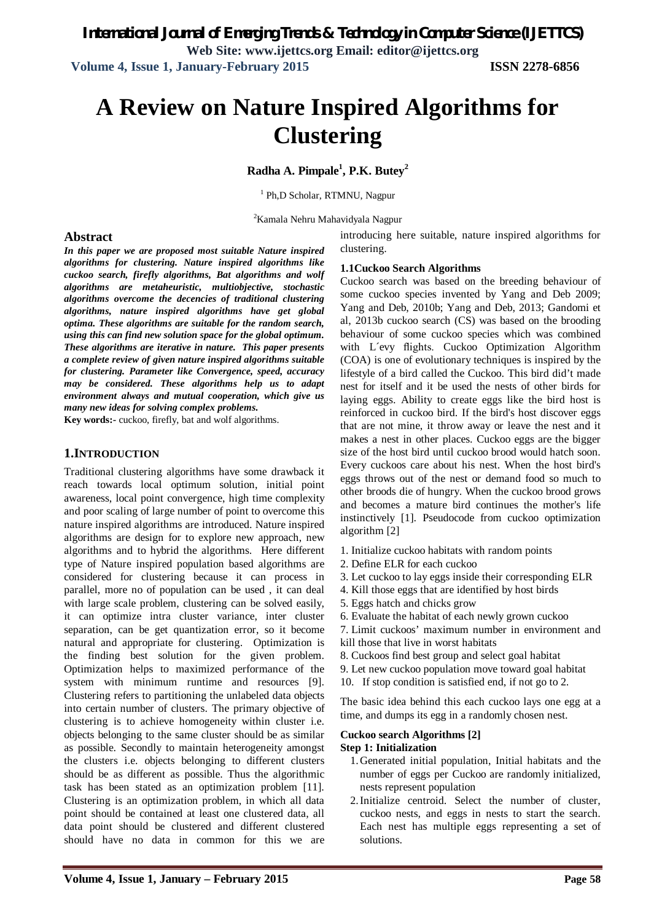# A Review on Nature Inspired Algorithms for Clustering

**Radha A. Pimpale[1], P.K. Butey[2]**

[1] Ph,D Scholar, RTMNU, Nagpur

[2]Kamala Nehru Mahavidyala Nagpur

## Abstract

***In this paper we are proposed most suitable Nature inspired algorithms for clustering. Nature inspired algorithms like cuckoo search, firefly algorithms, Bat algorithms and wolf algorithms are metaheuristic, multiobjective, stochastic algorithms overcome the decencies of traditional clustering algorithms, nature inspired algorithms have get global optima. These algorithms are suitable for the random search, using this can find new solution space for the global optimum. These algorithms are iterative in nature. This paper presents a complete review of given nature inspired algorithms suitable for clustering. Parameter like Convergence, speed, accuracy may be considered. These algorithms help us to adapt environment always and mutual cooperation, which give us many new ideas for solving complex problems.***

**Key words:-** cuckoo, firefly, bat and wolf algorithms.

## 1.INTRODUCTION

Traditional clustering algorithms have some drawback it reach towards local optimum solution, initial point awareness, local point convergence, high time complexity and poor scaling of large number of point to overcome this nature inspired algorithms are introduced. Nature inspired algorithms are design for to explore new approach, new algorithms and to hybrid the algorithms. Here different type of Nature inspired population based algorithms are considered for clustering because it can process in parallel, more no of population can be used , it can deal with large scale problem, clustering can be solved easily, it can optimize intra cluster variance, inter cluster separation, can be get quantization error, so it become natural and appropriate for clustering. Optimization is the finding best solution for the given problem. Optimization helps to maximized performance of the system with minimum runtime and resources [9]. Clustering refers to partitioning the unlabeled data objects into certain number of clusters. The primary objective of clustering is to achieve homogeneity within cluster i.e. objects belonging to the same cluster should be as similar as possible. Secondly to maintain heterogeneity amongst the clusters i.e. objects belonging to different clusters should be as different as possible. Thus the algorithmic task has been stated as an optimization problem [11]. Clustering is an optimization problem, in which all data point should be contained at least one clustered data, all data point should be clustered and different clustered should have no data in common for this we are introducing here suitable, nature inspired algorithms for clustering.

### 1.1Cuckoo Search Algorithms

Cuckoo search was based on the breeding behaviour of some cuckoo species invented by Yang and Deb 2009; Yang and Deb, 2010b; Yang and Deb, 2013; Gandomi et al, 2013b cuckoo search (CS) was based on the brooding behaviour of some cuckoo species which was combined with L´evy flights. Cuckoo Optimization Algorithm (COA) is one of evolutionary techniques is inspired by the lifestyle of a bird called the Cuckoo. This bird did't made nest for itself and it be used the nests of other birds for laying eggs. Ability to create eggs like the bird host is reinforced in cuckoo bird. If the bird's host discover eggs that are not mine, it throw away or leave the nest and it makes a nest in other places. Cuckoo eggs are the bigger size of the host bird until cuckoo brood would hatch soon. Every cuckoos care about his nest. When the host bird's eggs throws out of the nest or demand food so much to other broods die of hungry. When the cuckoo brood grows and becomes a mature bird continues the mother's life instinctively [1]. Pseudocode from cuckoo optimization algorithm [2]

1. Initialize cuckoo habitats with random points
2. Define ELR for each cuckoo
3. Let cuckoo to lay eggs inside their corresponding ELR
4. Kill those eggs that are identified by host birds
5. Eggs hatch and chicks grow
6. Evaluate the habitat of each newly grown cuckoo
7. Limit cuckoos' maximum number in environment and kill those that live in worst habitats
8. Cuckoos find best group and select goal habitat
9. Let new cuckoo population move toward goal habitat
10. If stop condition is satisfied end, if not go to 2.

The basic idea behind this each cuckoo lays one egg at a time, and dumps its egg in a randomly chosen nest.

**Cuckoo search Algorithms [2]**

**Step 1: Initialization**

1. Generated initial population, Initial habitats and the number of eggs per Cuckoo are randomly initialized, nests represent population
2. Initialize centroid. Select the number of cluster, cuckoo nests, and eggs in nests to start the search. Each nest has multiple eggs representing a set of solutions.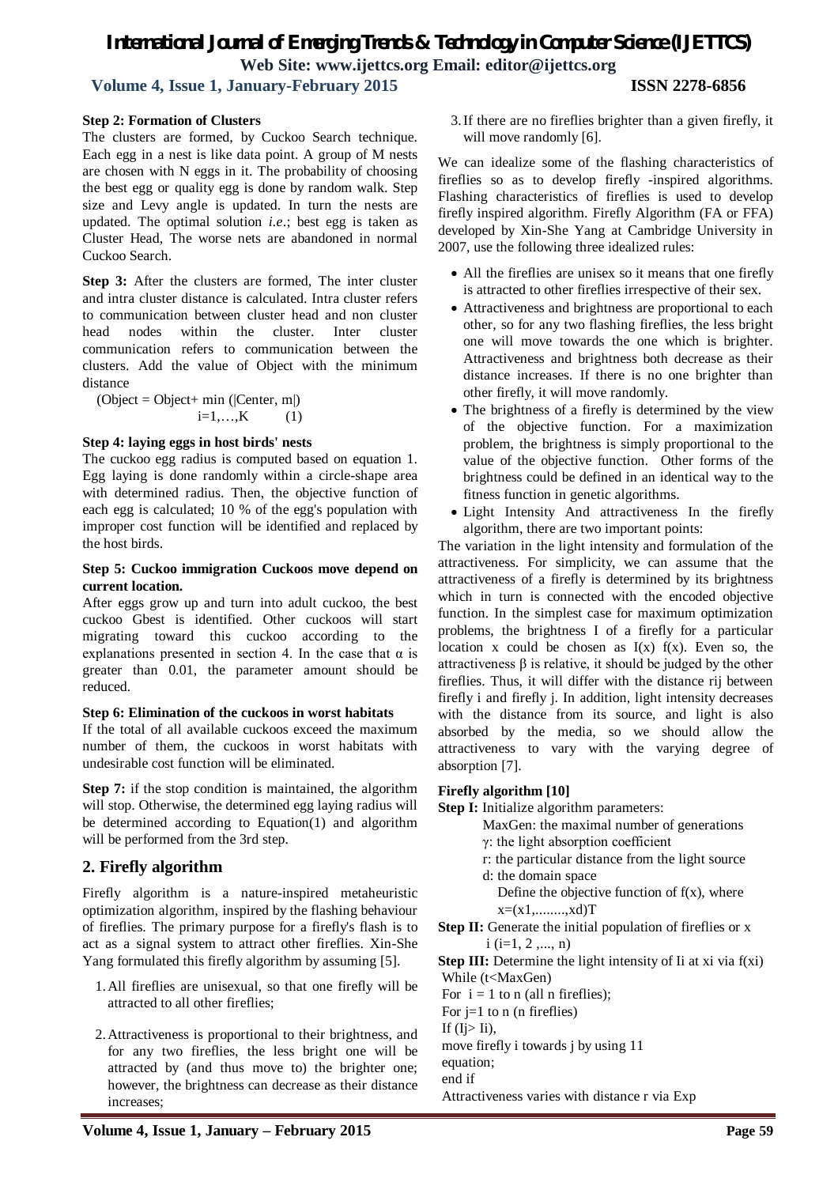**Step 2: Formation of Clusters**

The clusters are formed, by Cuckoo Search technique. Each egg in a nest is like data point. A group of M nests are chosen with N eggs in it. The probability of choosing the best egg or quality egg is done by random walk. Step size and Levy angle is updated. In turn the nests are updated. The optimal solution *i.e*.; best egg is taken as Cluster Head, The worse nets are abandoned in normal Cuckoo Search.

**Step 3:** After the clusters are formed, The inter cluster and intra cluster distance is calculated. Intra cluster refers to communication between cluster head and non cluster head nodes within the cluster. Inter cluster communication refers to communication between the clusters. Add the value of Object with the minimum distance

$$(Object = Object + \min (|Center, m|) \quad i=1,\ldots,K \qquad (1)$$

**Step 4: laying eggs in host birds' nests**

The cuckoo egg radius is computed based on equation 1. Egg laying is done randomly within a circle-shape area with determined radius. Then, the objective function of each egg is calculated; 10 % of the egg's population with improper cost function will be identified and replaced by the host birds.

**Step 5: Cuckoo immigration Cuckoos move depend on current location.**

After eggs grow up and turn into adult cuckoo, the best cuckoo Gbest is identified. Other cuckoos will start migrating toward this cuckoo according to the explanations presented in section 4. In the case that $\alpha$ is greater than 0.01, the parameter amount should be reduced.

**Step 6: Elimination of the cuckoos in worst habitats**

If the total of all available cuckoos exceed the maximum number of them, the cuckoos in worst habitats with undesirable cost function will be eliminated.

**Step 7:** if the stop condition is maintained, the algorithm will stop. Otherwise, the determined egg laying radius will be determined according to Equation(1) and algorithm will be performed from the 3rd step.

## 2. Firefly algorithm

Firefly algorithm is a nature-inspired metaheuristic optimization algorithm, inspired by the flashing behaviour of fireflies. The primary purpose for a firefly's flash is to act as a signal system to attract other fireflies. Xin-She Yang formulated this firefly algorithm by assuming [5].

1. All fireflies are unisexual, so that one firefly will be attracted to all other fireflies;
2. Attractiveness is proportional to their brightness, and for any two fireflies, the less bright one will be attracted by (and thus move to) the brighter one; however, the brightness can decrease as their distance increases;
3. If there are no fireflies brighter than a given firefly, it will move randomly [6].

We can idealize some of the flashing characteristics of fireflies so as to develop firefly -inspired algorithms. Flashing characteristics of fireflies is used to develop firefly inspired algorithm. Firefly Algorithm (FA or FFA) developed by Xin-She Yang at Cambridge University in 2007, use the following three idealized rules:

- All the fireflies are unisex so it means that one firefly is attracted to other fireflies irrespective of their sex.
- Attractiveness and brightness are proportional to each other, so for any two flashing fireflies, the less bright one will move towards the one which is brighter. Attractiveness and brightness both decrease as their distance increases. If there is no one brighter than other firefly, it will move randomly.
- The brightness of a firefly is determined by the view of the objective function. For a maximization problem, the brightness is simply proportional to the value of the objective function. Other forms of the brightness could be defined in an identical way to the fitness function in genetic algorithms.
- Light Intensity And attractiveness In the firefly algorithm, there are two important points:

The variation in the light intensity and formulation of the attractiveness. For simplicity, we can assume that the attractiveness of a firefly is determined by its brightness which in turn is connected with the encoded objective function. In the simplest case for maximum optimization problems, the brightness I of a firefly for a particular location x could be chosen as $I(x)$ $f(x)$. Even so, the attractiveness $\beta$ is relative, it should be judged by the other fireflies. Thus, it will differ with the distance rij between firefly i and firefly j. In addition, light intensity decreases with the distance from its source, and light is also absorbed by the media, so we should allow the attractiveness to vary with the varying degree of absorption [7].

**Firefly algorithm [10]**

**Step I:** Initialize algorithm parameters:

MaxGen: the maximal number of generations

$\gamma$: the light absorption coefficient

r: the particular distance from the light source

d: the domain space

Define the objective function of $f(x)$, where $x=(x1,\ldots\ldots\ldots,xd)T$

**Step II:** Generate the initial population of fireflies or x i (i=1, 2 ,..., n)

**Step III:** Determine the light intensity of Ii at xi via f(xi)

While (t<MaxGen)

For i = 1 to n (all n fireflies);

For j=1 to n (n fireflies)

If (Ij> Ii),

move firefly i towards j by using 11 equation;

end if

Attractiveness varies with distance r via Exp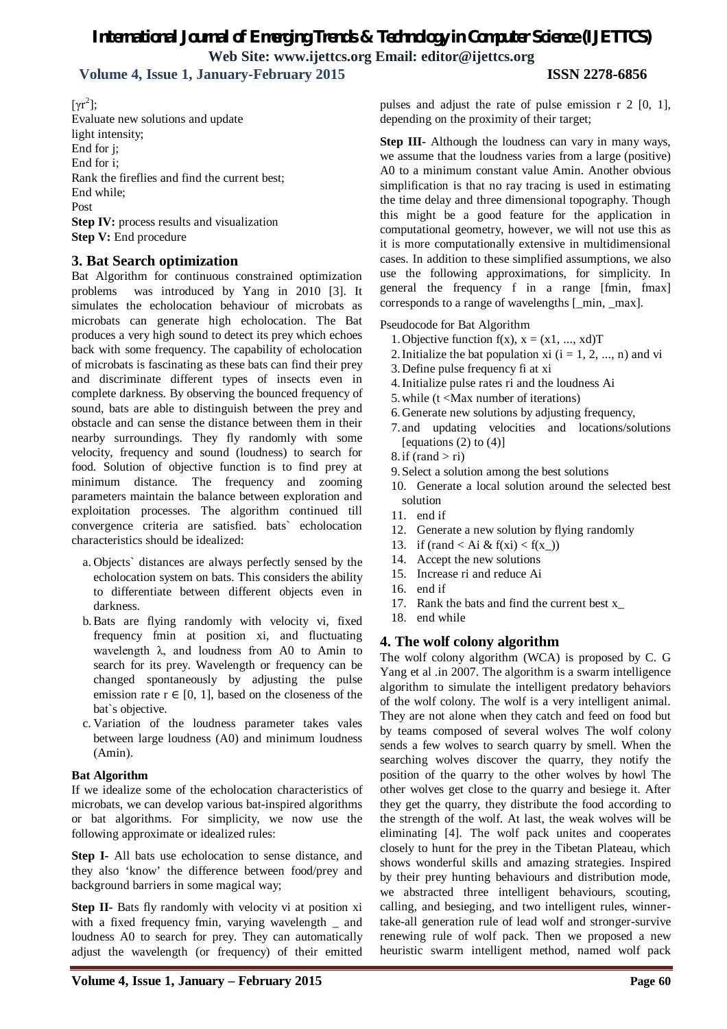$[\gamma r^2]$;
Evaluate new solutions and update
light intensity;
End for j;
End for i;
Rank the fireflies and find the current best;
End while;
Post
**Step IV:** process results and visualization
**Step V:** End procedure

## 3. Bat Search optimization

Bat Algorithm for continuous constrained optimization problems was introduced by Yang in 2010 [3]. It simulates the echolocation behaviour of microbats as microbats can generate high echolocation. The Bat produces a very high sound to detect its prey which echoes back with some frequency. The capability of echolocation of microbats is fascinating as these bats can find their prey and discriminate different types of insects even in complete darkness. By observing the bounced frequency of sound, bats are able to distinguish between the prey and obstacle and can sense the distance between them in their nearby surroundings. They fly randomly with some velocity, frequency and sound (loudness) to search for food. Solution of objective function is to find prey at minimum distance. The frequency and zooming parameters maintain the balance between exploration and exploitation processes. The algorithm continued till convergence criteria are satisfied. bats` echolocation characteristics should be idealized:

a. Objects` distances are always perfectly sensed by the echolocation system on bats. This considers the ability to differentiate between different objects even in darkness.
b. Bats are flying randomly with velocity vi, fixed frequency fmin at position xi, and fluctuating wavelength $\lambda$, and loudness from A0 to Amin to search for its prey. Wavelength or frequency can be changed spontaneously by adjusting the pulse emission rate $r \in [0, 1]$, based on the closeness of the bat`s objective.
c. Variation of the loudness parameter takes vales between large loudness (A0) and minimum loudness (Amin).

**Bat Algorithm**

If we idealize some of the echolocation characteristics of microbats, we can develop various bat-inspired algorithms or bat algorithms. For simplicity, we now use the following approximate or idealized rules:

**Step I**- All bats use echolocation to sense distance, and they also 'know' the difference between food/prey and background barriers in some magical way;

**Step II**- Bats fly randomly with velocity vi at position xi with a fixed frequency fmin, varying wavelength _ and loudness A0 to search for prey. They can automatically adjust the wavelength (or frequency) of their emitted pulses and adjust the rate of pulse emission r 2 [0, 1], depending on the proximity of their target;

**Step III**- Although the loudness can vary in many ways, we assume that the loudness varies from a large (positive) A0 to a minimum constant value Amin. Another obvious simplification is that no ray tracing is used in estimating the time delay and three dimensional topography. Though this might be a good feature for the application in computational geometry, however, we will not use this as it is more computationally extensive in multidimensional cases. In addition to these simplified assumptions, we also use the following approximations, for simplicity. In general the frequency f in a range [fmin, fmax] corresponds to a range of wavelengths [_min, _max].

Pseudocode for Bat Algorithm

1. Objective function f(x), x = (x1, ..., xd)T
2. Initialize the bat population xi (i = 1, 2, ..., n) and vi
3. Define pulse frequency fi at xi
4. Initialize pulse rates ri and the loudness Ai
5. while (t <Max number of iterations)
6. Generate new solutions by adjusting frequency,
7. and updating velocities and locations/solutions [equations (2) to (4)]
8. if (rand > ri)
9. Select a solution among the best solutions
10. Generate a local solution around the selected best solution
11. end if
12. Generate a new solution by flying randomly
13. if (rand < Ai & f(xi) < f(x_))
14. Accept the new solutions
15. Increase ri and reduce Ai
16. end if
17. Rank the bats and find the current best x_
18. end while

## 4. The wolf colony algorithm

The wolf colony algorithm (WCA) is proposed by C. G Yang et al .in 2007. The algorithm is a swarm intelligence algorithm to simulate the intelligent predatory behaviors of the wolf colony. The wolf is a very intelligent animal. They are not alone when they catch and feed on food but by teams composed of several wolves The wolf colony sends a few wolves to search quarry by smell. When the searching wolves discover the quarry, they notify the position of the quarry to the other wolves by howl The other wolves get close to the quarry and besiege it. After they get the quarry, they distribute the food according to the strength of the wolf. At last, the weak wolves will be eliminating [4]. The wolf pack unites and cooperates closely to hunt for the prey in the Tibetan Plateau, which shows wonderful skills and amazing strategies. Inspired by their prey hunting behaviours and distribution mode, we abstracted three intelligent behaviours, scouting, calling, and besieging, and two intelligent rules, winner-take-all generation rule of lead wolf and stronger-survive renewing rule of wolf pack. Then we proposed a new heuristic swarm intelligent method, named wolf pack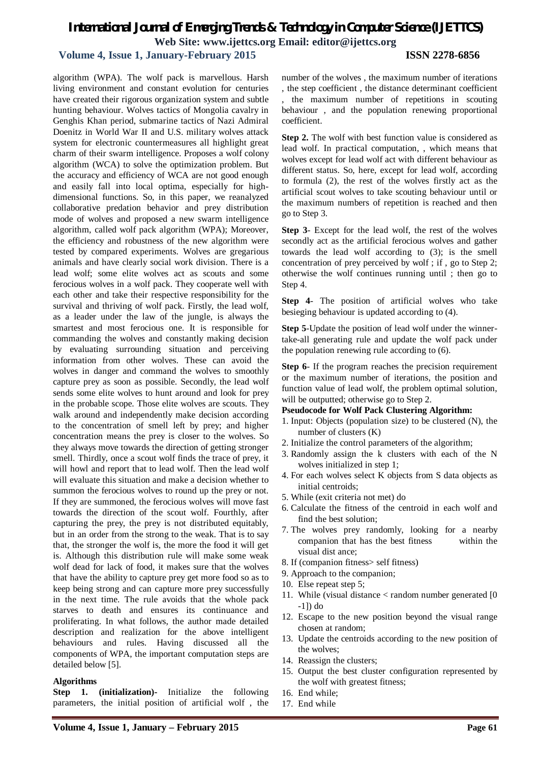algorithm (WPA). The wolf pack is marvellous. Harsh living environment and constant evolution for centuries have created their rigorous organization system and subtle hunting behaviour. Wolves tactics of Mongolia cavalry in Genghis Khan period, submarine tactics of Nazi Admiral Doenitz in World War II and U.S. military wolves attack system for electronic countermeasures all highlight great charm of their swarm intelligence. Proposes a wolf colony algorithm (WCA) to solve the optimization problem. But the accuracy and efficiency of WCA are not good enough and easily fall into local optima, especially for high-dimensional functions. So, in this paper, we reanalyzed collaborative predation behavior and prey distribution mode of wolves and proposed a new swarm intelligence algorithm, called wolf pack algorithm (WPA); Moreover, the efficiency and robustness of the new algorithm were tested by compared experiments. Wolves are gregarious animals and have clearly social work division. There is a lead wolf; some elite wolves act as scouts and some ferocious wolves in a wolf pack. They cooperate well with each other and take their respective responsibility for the survival and thriving of wolf pack. Firstly, the lead wolf, as a leader under the law of the jungle, is always the smartest and most ferocious one. It is responsible for commanding the wolves and constantly making decision by evaluating surrounding situation and perceiving information from other wolves. These can avoid the wolves in danger and command the wolves to smoothly capture prey as soon as possible. Secondly, the lead wolf sends some elite wolves to hunt around and look for prey in the probable scope. Those elite wolves are scouts. They walk around and independently make decision according to the concentration of smell left by prey; and higher concentration means the prey is closer to the wolves. So they always move towards the direction of getting stronger smell. Thirdly, once a scout wolf finds the trace of prey, it will howl and report that to lead wolf. Then the lead wolf will evaluate this situation and make a decision whether to summon the ferocious wolves to round up the prey or not. If they are summoned, the ferocious wolves will move fast towards the direction of the scout wolf. Fourthly, after capturing the prey, the prey is not distributed equitably, but in an order from the strong to the weak. That is to say that, the stronger the wolf is, the more the food it will get is. Although this distribution rule will make some weak wolf dead for lack of food, it makes sure that the wolves that have the ability to capture prey get more food so as to keep being strong and can capture more prey successfully in the next time. The rule avoids that the whole pack starves to death and ensures its continuance and proliferating. In what follows, the author made detailed description and realization for the above intelligent behaviours and rules. Having discussed all the components of WPA, the important computation steps are detailed below [5].

### Algorithms

**Step 1. (initialization)-** Initialize the following parameters, the initial position of artificial wolf , the number of the wolves , the maximum number of iterations , the step coefficient , the distance determinant coefficient , the maximum number of repetitions in scouting behaviour , and the population renewing proportional coefficient.

**Step 2.** The wolf with best function value is considered as lead wolf. In practical computation, , which means that wolves except for lead wolf act with different behaviour as different status. So, here, except for lead wolf, according to formula (2), the rest of the wolves firstly act as the artificial scout wolves to take scouting behaviour until or the maximum numbers of repetition is reached and then go to Step 3.

**Step 3**- Except for the lead wolf, the rest of the wolves secondly act as the artificial ferocious wolves and gather towards the lead wolf according to (3); is the smell concentration of prey perceived by wolf ; if , go to Step 2; otherwise the wolf continues running until ; then go to Step 4.

**Step 4**- The position of artificial wolves who take besieging behaviour is updated according to (4).

**Step 5**-Update the position of lead wolf under the winner-take-all generating rule and update the wolf pack under the population renewing rule according to (6).

**Step 6**- If the program reaches the precision requirement or the maximum number of iterations, the position and function value of lead wolf, the problem optimal solution, will be outputted; otherwise go to Step 2.

**Pseudocode for Wolf Pack Clustering Algorithm:**

1. Input: Objects (population size) to be clustered (N), the number of clusters (K)
2. Initialize the control parameters of the algorithm;
3. Randomly assign the k clusters with each of the N wolves initialized in step 1;
4. For each wolves select K objects from S data objects as initial centroids;
5. While (exit criteria not met) do
6. Calculate the fitness of the centroid in each wolf and find the best solution;
7. The wolves prey randomly, looking for a nearby companion that has the best fitness within the visual dist ance;
8. If (companion fitness> self fitness)
9. Approach to the companion;
10. Else repeat step 5;
11. While (visual distance < random number generated [0 -1]) do
12. Escape to the new position beyond the visual range chosen at random;
13. Update the centroids according to the new position of the wolves;
14. Reassign the clusters;
15. Output the best cluster configuration represented by the wolf with greatest fitness;
16. End while;
17. End while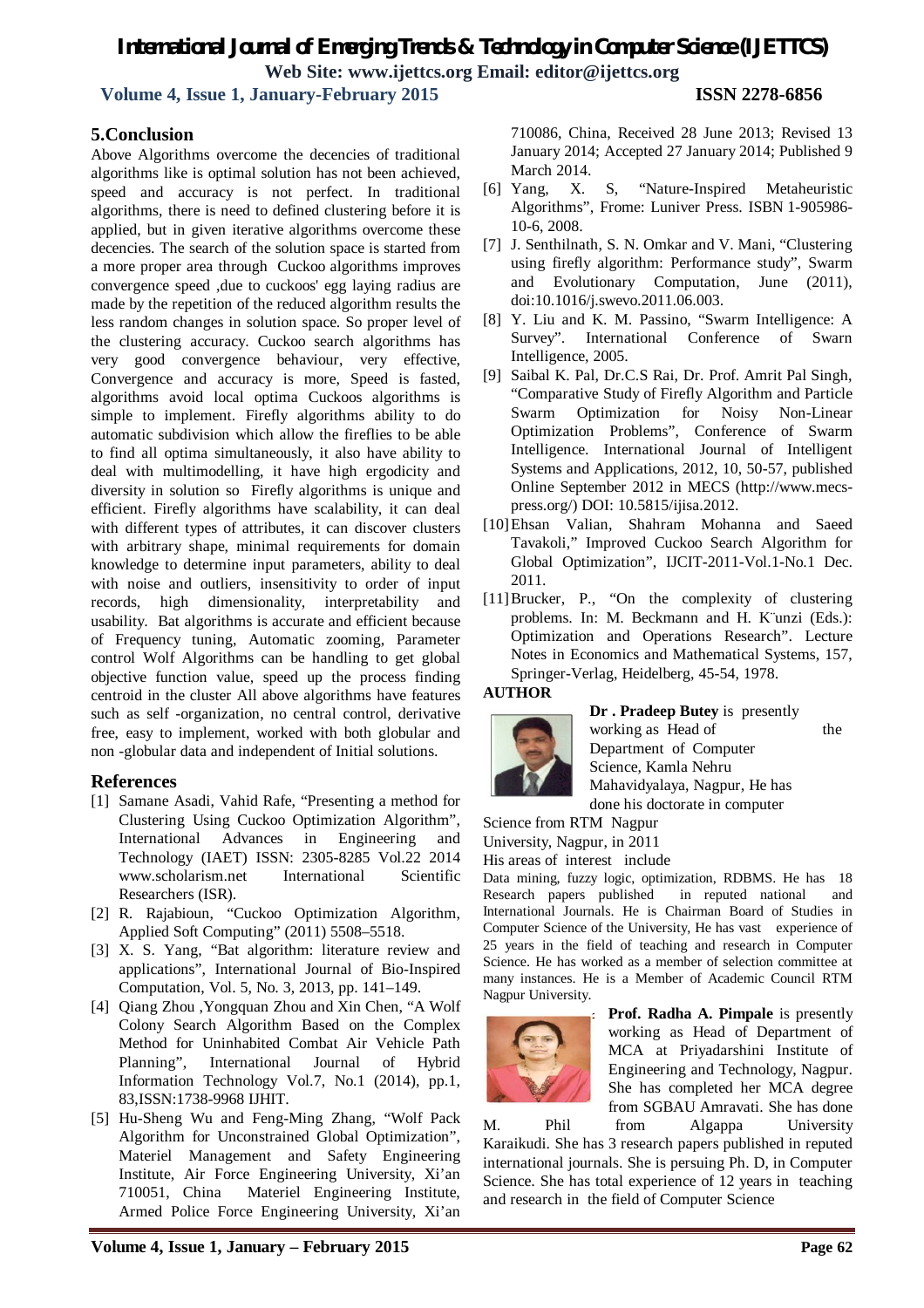## 5.Conclusion

Above Algorithms overcome the decencies of traditional algorithms like is optimal solution has not been achieved, speed and accuracy is not perfect. In traditional algorithms, there is need to defined clustering before it is applied, but in given iterative algorithms overcome these decencies. The search of the solution space is started from a more proper area through Cuckoo algorithms improves convergence speed ,due to cuckoos' egg laying radius are made by the repetition of the reduced algorithm results the less random changes in solution space. So proper level of the clustering accuracy. Cuckoo search algorithms has very good convergence behaviour, very effective, Convergence and accuracy is more, Speed is fasted, algorithms avoid local optima Cuckoos algorithms is simple to implement. Firefly algorithms ability to do automatic subdivision which allow the fireflies to be able to find all optima simultaneously, it also have ability to deal with multimodelling, it have high ergodicity and diversity in solution so Firefly algorithms is unique and efficient. Firefly algorithms have scalability, it can deal with different types of attributes, it can discover clusters with arbitrary shape, minimal requirements for domain knowledge to determine input parameters, ability to deal with noise and outliers, insensitivity to order of input records, high dimensionality, interpretability and usability. Bat algorithms is accurate and efficient because of Frequency tuning, Automatic zooming, Parameter control Wolf Algorithms can be handling to get global objective function value, speed up the process finding centroid in the cluster All above algorithms have features such as self -organization, no central control, derivative free, easy to implement, worked with both globular and non -globular data and independent of Initial solutions.

## References

[1] Samane Asadi, Vahid Rafe, "Presenting a method for Clustering Using Cuckoo Optimization Algorithm", International Advances in Engineering and Technology (IAET) ISSN: 2305-8285 Vol.22 2014 www.scholarism.net International Scientific Researchers (ISR).

[2] R. Rajabioun, "Cuckoo Optimization Algorithm, Applied Soft Computing" (2011) 5508–5518.

[3] X. S. Yang, "Bat algorithm: literature review and applications", International Journal of Bio-Inspired Computation, Vol. 5, No. 3, 2013, pp. 141–149.

[4] Qiang Zhou ,Yongquan Zhou and Xin Chen, "A Wolf Colony Search Algorithm Based on the Complex Method for Uninhabited Combat Air Vehicle Path Planning", International Journal of Hybrid Information Technology Vol.7, No.1 (2014), pp.1, 83,ISSN:1738-9968 IJHIT.

[5] Hu-Sheng Wu and Feng-Ming Zhang, "Wolf Pack Algorithm for Unconstrained Global Optimization", Materiel Management and Safety Engineering Institute, Air Force Engineering University, Xi'an 710051, China Materiel Engineering Institute, Armed Police Force Engineering University, Xi'an 710086, China, Received 28 June 2013; Revised 13 January 2014; Accepted 27 January 2014; Published 9 March 2014.

[6] Yang, X. S, "Nature-Inspired Metaheuristic Algorithms", Frome: Luniver Press. ISBN 1-905986-10-6, 2008.

[7] J. Senthilnath, S. N. Omkar and V. Mani, "Clustering using firefly algorithm: Performance study", Swarm and Evolutionary Computation, June (2011), doi:10.1016/j.swevo.2011.06.003.

[8] Y. Liu and K. M. Passino, "Swarm Intelligence: A Survey". International Conference of Swarn Intelligence, 2005.

[9] Saibal K. Pal, Dr.C.S Rai, Dr. Prof. Amrit Pal Singh, "Comparative Study of Firefly Algorithm and Particle Swarm Optimization for Noisy Non-Linear Optimization Problems", Conference of Swarm Intelligence. International Journal of Intelligent Systems and Applications, 2012, 10, 50-57, published Online September 2012 in MECS (http://www.mecs-press.org/) DOI: 10.5815/ijisa.2012.

[10] Ehsan Valian, Shahram Mohanna and Saeed Tavakoli," Improved Cuckoo Search Algorithm for Global Optimization", IJCIT-2011-Vol.1-No.1 Dec. 2011.

[11] Brucker, P., "On the complexity of clustering problems. In: M. Beckmann and H. K¨unzi (Eds.): Optimization and Operations Research". Lecture Notes in Economics and Mathematical Systems, 157, Springer-Verlag, Heidelberg, 45-54, 1978.

## AUTHOR

**Dr . Pradeep Butey** is presently working as Head of the Department of Computer Science, Kamla Nehru Mahavidyalaya, Nagpur, He has done his doctorate in computer Science from RTM Nagpur University, Nagpur, in 2011 His areas of interest include Data mining, fuzzy logic, optimization, RDBMS. He has 18 Research papers published in reputed national and International Journals. He is Chairman Board of Studies in Computer Science of the University, He has vast experience of 25 years in the field of teaching and research in Computer Science. He has worked as a member of selection committee at many instances. He is a Member of Academic Council RTM Nagpur University.

**Prof. Radha A. Pimpale** is presently working as Head of Department of MCA at Priyadarshini Institute of Engineering and Technology, Nagpur. She has completed her MCA degree from SGBAU Amravati. She has done M. Phil from Algappa University Karaikudi. She has 3 research papers published in reputed international journals. She is persuing Ph. D, in Computer Science. She has total experience of 12 years in teaching and research in the field of Computer Science